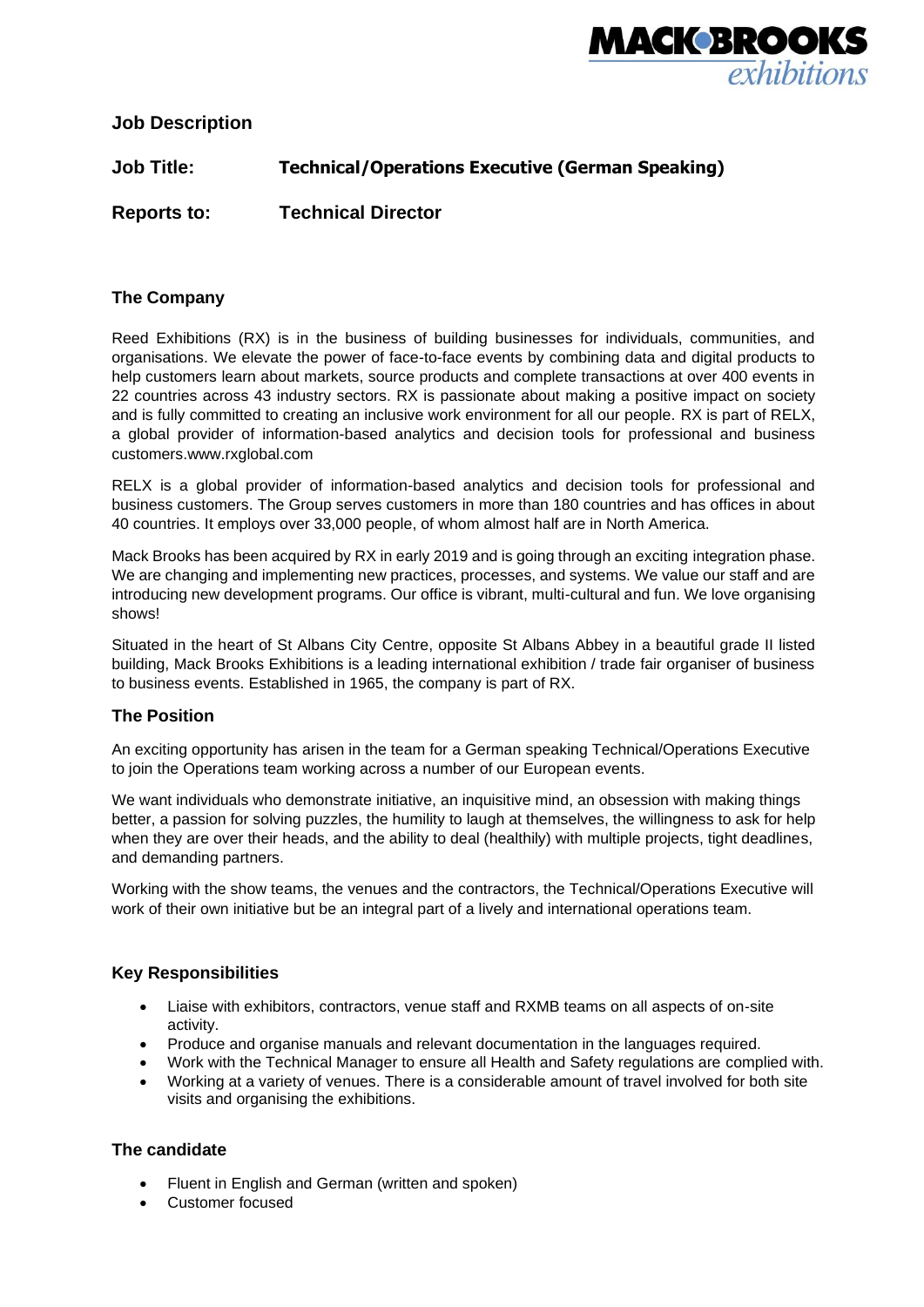# Job Description

**Job Title:** **Technical/Operations Executive (German Speaking)**

**Reports to:** **Technical Director**

## The Company

Reed Exhibitions (RX) is in the business of building businesses for individuals, communities, and organisations. We elevate the power of face-to-face events by combining data and digital products to help customers learn about markets, source products and complete transactions at over 400 events in 22 countries across 43 industry sectors. RX is passionate about making a positive impact on society and is fully committed to creating an inclusive work environment for all our people. RX is part of RELX, a global provider of information-based analytics and decision tools for professional and business customers.www.rxglobal.com

RELX is a global provider of information-based analytics and decision tools for professional and business customers. The Group serves customers in more than 180 countries and has offices in about 40 countries. It employs over 33,000 people, of whom almost half are in North America.

Mack Brooks has been acquired by RX in early 2019 and is going through an exciting integration phase. We are changing and implementing new practices, processes, and systems. We value our staff and are introducing new development programs. Our office is vibrant, multi-cultural and fun. We love organising shows!

Situated in the heart of St Albans City Centre, opposite St Albans Abbey in a beautiful grade II listed building, Mack Brooks Exhibitions is a leading international exhibition / trade fair organiser of business to business events. Established in 1965, the company is part of RX.

## The Position

An exciting opportunity has arisen in the team for a German speaking Technical/Operations Executive to join the Operations team working across a number of our European events.

We want individuals who demonstrate initiative, an inquisitive mind, an obsession with making things better, a passion for solving puzzles, the humility to laugh at themselves, the willingness to ask for help when they are over their heads, and the ability to deal (healthily) with multiple projects, tight deadlines, and demanding partners.

Working with the show teams, the venues and the contractors, the Technical/Operations Executive will work of their own initiative but be an integral part of a lively and international operations team.

## Key Responsibilities

- Liaise with exhibitors, contractors, venue staff and RXMB teams on all aspects of on-site activity.
- Produce and organise manuals and relevant documentation in the languages required.
- Work with the Technical Manager to ensure all Health and Safety regulations are complied with.
- Working at a variety of venues. There is a considerable amount of travel involved for both site visits and organising the exhibitions.

## The candidate

- Fluent in English and German (written and spoken)
- Customer focused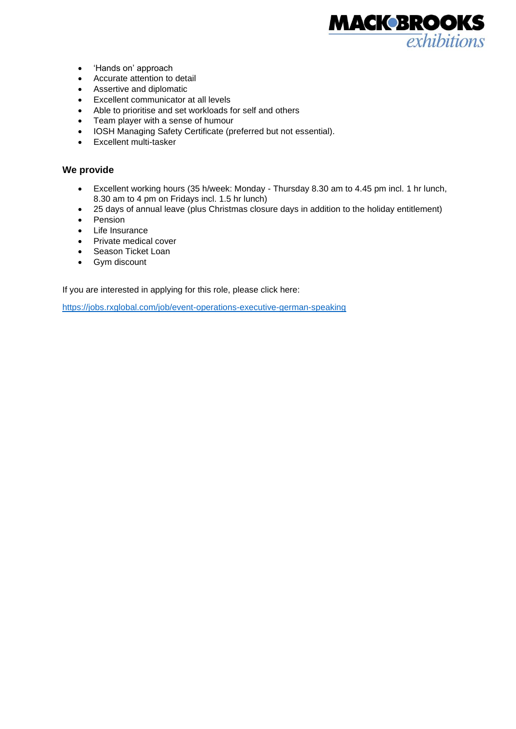- 'Hands on' approach
- Accurate attention to detail
- Assertive and diplomatic
- Excellent communicator at all levels
- Able to prioritise and set workloads for self and others
- Team player with a sense of humour
- IOSH Managing Safety Certificate (preferred but not essential).
- Excellent multi-tasker

### We provide

- Excellent working hours (35 h/week: Monday - Thursday 8.30 am to 4.45 pm incl. 1 hr lunch, 8.30 am to 4 pm on Fridays incl. 1.5 hr lunch)
- 25 days of annual leave (plus Christmas closure days in addition to the holiday entitlement)
- Pension
- Life Insurance
- Private medical cover
- Season Ticket Loan
- Gym discount

If you are interested in applying for this role, please click here:

https://jobs.rxglobal.com/job/event-operations-executive-german-speaking